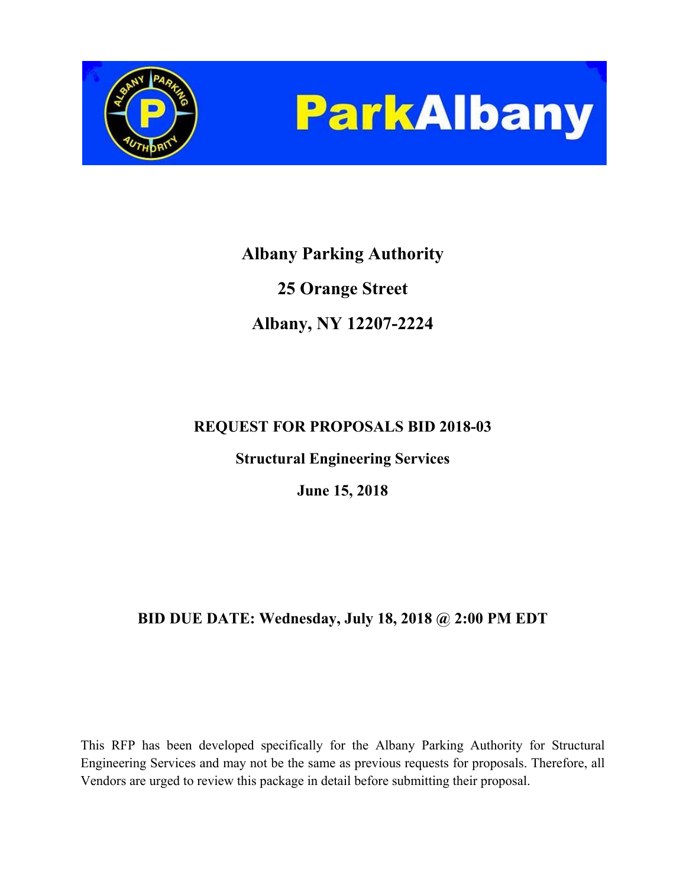**ParkAlbany**

# Albany Parking Authority

**25 Orange Street**

**Albany, NY 12207-2224**

## REQUEST FOR PROPOSALS BID 2018-03

**Structural Engineering Services**

**June 15, 2018**

**BID DUE DATE: Wednesday, July 18, 2018 @ 2:00 PM EDT**

This RFP has been developed specifically for the Albany Parking Authority for Structural Engineering Services and may not be the same as previous requests for proposals. Therefore, all Vendors are urged to review this package in detail before submitting their proposal.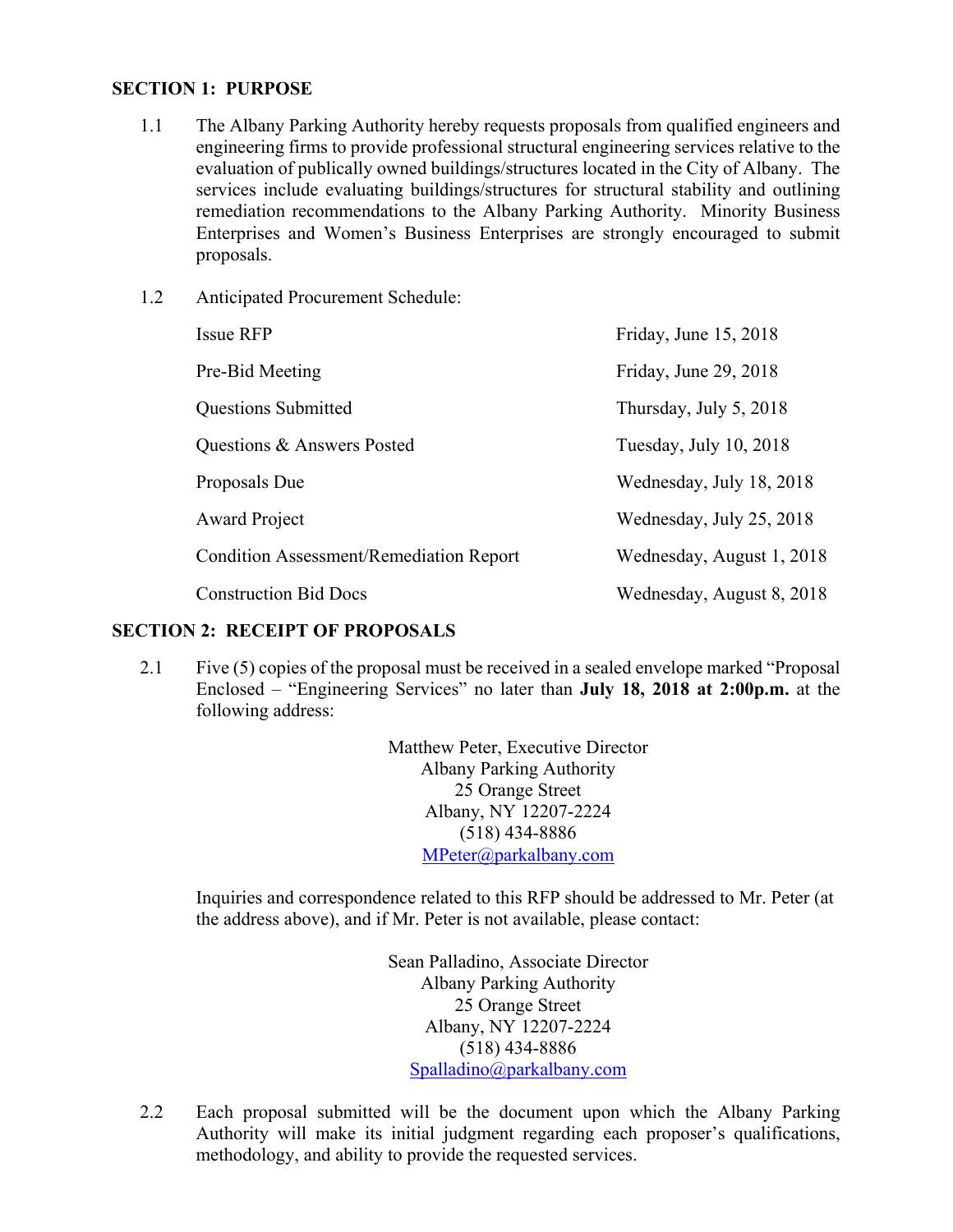## SECTION 1: PURPOSE

1.1 The Albany Parking Authority hereby requests proposals from qualified engineers and engineering firms to provide professional structural engineering services relative to the evaluation of publically owned buildings/structures located in the City of Albany. The services include evaluating buildings/structures for structural stability and outlining remediation recommendations to the Albany Parking Authority. Minority Business Enterprises and Women's Business Enterprises are strongly encouraged to submit proposals.

1.2 Anticipated Procurement Schedule:

| | |
|---|---|
| Issue RFP | Friday, June 15, 2018 |
| Pre-Bid Meeting | Friday, June 29, 2018 |
| Questions Submitted | Thursday, July 5, 2018 |
| Questions & Answers Posted | Tuesday, July 10, 2018 |
| Proposals Due | Wednesday, July 18, 2018 |
| Award Project | Wednesday, July 25, 2018 |
| Condition Assessment/Remediation Report | Wednesday, August 1, 2018 |
| Construction Bid Docs | Wednesday, August 8, 2018 |

## SECTION 2: RECEIPT OF PROPOSALS

2.1 Five (5) copies of the proposal must be received in a sealed envelope marked "Proposal Enclosed – "Engineering Services" no later than **July 18, 2018 at 2:00p.m.** at the following address:

Matthew Peter, Executive Director
Albany Parking Authority
25 Orange Street
Albany, NY 12207-2224
(518) 434-8886
MPeter@parkalbany.com

Inquiries and correspondence related to this RFP should be addressed to Mr. Peter (at the address above), and if Mr. Peter is not available, please contact:

Sean Palladino, Associate Director
Albany Parking Authority
25 Orange Street
Albany, NY 12207-2224
(518) 434-8886
Spalladino@parkalbany.com

2.2 Each proposal submitted will be the document upon which the Albany Parking Authority will make its initial judgment regarding each proposer's qualifications, methodology, and ability to provide the requested services.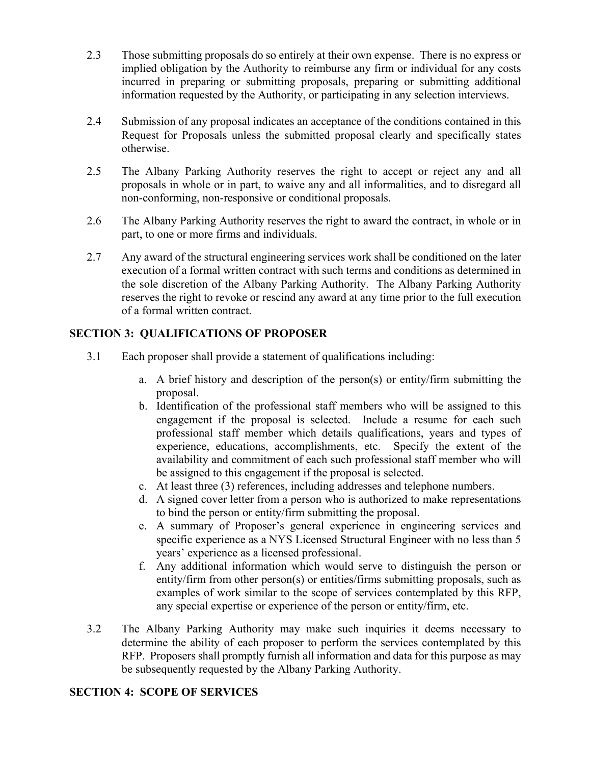2.3 Those submitting proposals do so entirely at their own expense. There is no express or implied obligation by the Authority to reimburse any firm or individual for any costs incurred in preparing or submitting proposals, preparing or submitting additional information requested by the Authority, or participating in any selection interviews.

2.4 Submission of any proposal indicates an acceptance of the conditions contained in this Request for Proposals unless the submitted proposal clearly and specifically states otherwise.

2.5 The Albany Parking Authority reserves the right to accept or reject any and all proposals in whole or in part, to waive any and all informalities, and to disregard all non-conforming, non-responsive or conditional proposals.

2.6 The Albany Parking Authority reserves the right to award the contract, in whole or in part, to one or more firms and individuals.

2.7 Any award of the structural engineering services work shall be conditioned on the later execution of a formal written contract with such terms and conditions as determined in the sole discretion of the Albany Parking Authority. The Albany Parking Authority reserves the right to revoke or rescind any award at any time prior to the full execution of a formal written contract.

## SECTION 3: QUALIFICATIONS OF PROPOSER

3.1 Each proposer shall provide a statement of qualifications including:

a. A brief history and description of the person(s) or entity/firm submitting the proposal.
b. Identification of the professional staff members who will be assigned to this engagement if the proposal is selected. Include a resume for each such professional staff member which details qualifications, years and types of experience, educations, accomplishments, etc. Specify the extent of the availability and commitment of each such professional staff member who will be assigned to this engagement if the proposal is selected.
c. At least three (3) references, including addresses and telephone numbers.
d. A signed cover letter from a person who is authorized to make representations to bind the person or entity/firm submitting the proposal.
e. A summary of Proposer's general experience in engineering services and specific experience as a NYS Licensed Structural Engineer with no less than 5 years' experience as a licensed professional.
f. Any additional information which would serve to distinguish the person or entity/firm from other person(s) or entities/firms submitting proposals, such as examples of work similar to the scope of services contemplated by this RFP, any special expertise or experience of the person or entity/firm, etc.

3.2 The Albany Parking Authority may make such inquiries it deems necessary to determine the ability of each proposer to perform the services contemplated by this RFP. Proposers shall promptly furnish all information and data for this purpose as may be subsequently requested by the Albany Parking Authority.

## SECTION 4: SCOPE OF SERVICES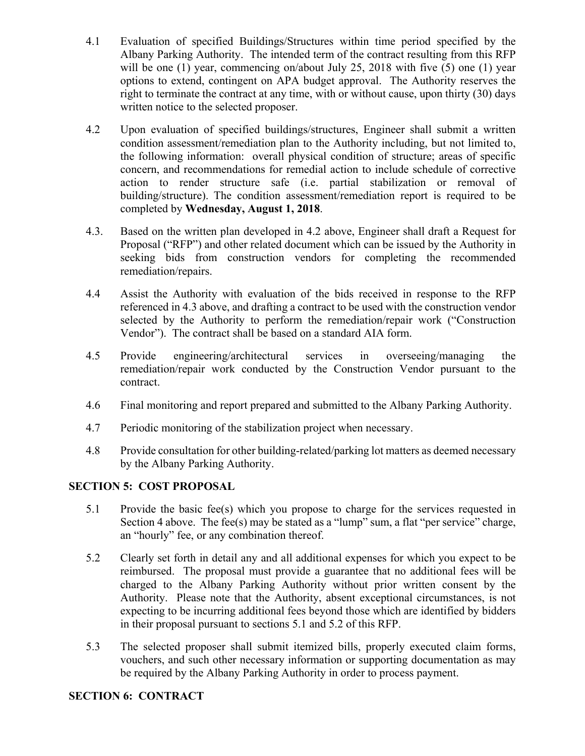4.1 Evaluation of specified Buildings/Structures within time period specified by the Albany Parking Authority. The intended term of the contract resulting from this RFP will be one (1) year, commencing on/about July 25, 2018 with five (5) one (1) year options to extend, contingent on APA budget approval. The Authority reserves the right to terminate the contract at any time, with or without cause, upon thirty (30) days written notice to the selected proposer.

4.2 Upon evaluation of specified buildings/structures, Engineer shall submit a written condition assessment/remediation plan to the Authority including, but not limited to, the following information: overall physical condition of structure; areas of specific concern, and recommendations for remedial action to include schedule of corrective action to render structure safe (i.e. partial stabilization or removal of building/structure). The condition assessment/remediation report is required to be completed by **Wednesday, August 1, 2018**.

4.3. Based on the written plan developed in 4.2 above, Engineer shall draft a Request for Proposal ("RFP") and other related document which can be issued by the Authority in seeking bids from construction vendors for completing the recommended remediation/repairs.

4.4 Assist the Authority with evaluation of the bids received in response to the RFP referenced in 4.3 above, and drafting a contract to be used with the construction vendor selected by the Authority to perform the remediation/repair work ("Construction Vendor"). The contract shall be based on a standard AIA form.

4.5 Provide engineering/architectural services in overseeing/managing the remediation/repair work conducted by the Construction Vendor pursuant to the contract.

4.6 Final monitoring and report prepared and submitted to the Albany Parking Authority.

4.7 Periodic monitoring of the stabilization project when necessary.

4.8 Provide consultation for other building-related/parking lot matters as deemed necessary by the Albany Parking Authority.

## SECTION 5: COST PROPOSAL

5.1 Provide the basic fee(s) which you propose to charge for the services requested in Section 4 above. The fee(s) may be stated as a "lump" sum, a flat "per service" charge, an "hourly" fee, or any combination thereof.

5.2 Clearly set forth in detail any and all additional expenses for which you expect to be reimbursed. The proposal must provide a guarantee that no additional fees will be charged to the Albany Parking Authority without prior written consent by the Authority. Please note that the Authority, absent exceptional circumstances, is not expecting to be incurring additional fees beyond those which are identified by bidders in their proposal pursuant to sections 5.1 and 5.2 of this RFP.

5.3 The selected proposer shall submit itemized bills, properly executed claim forms, vouchers, and such other necessary information or supporting documentation as may be required by the Albany Parking Authority in order to process payment.

## SECTION 6: CONTRACT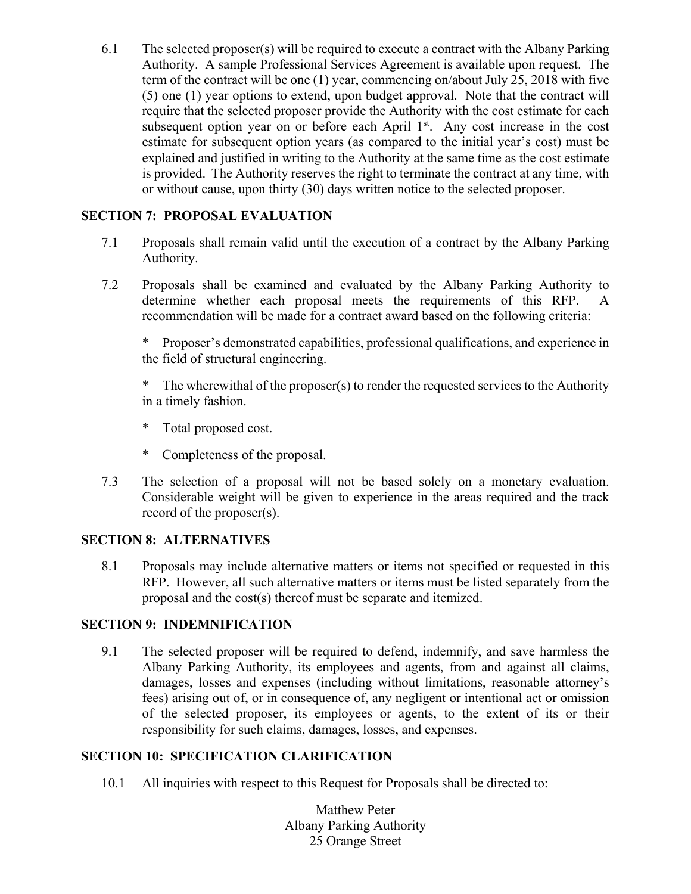6.1 The selected proposer(s) will be required to execute a contract with the Albany Parking Authority. A sample Professional Services Agreement is available upon request. The term of the contract will be one (1) year, commencing on/about July 25, 2018 with five (5) one (1) year options to extend, upon budget approval. Note that the contract will require that the selected proposer provide the Authority with the cost estimate for each subsequent option year on or before each April 1st. Any cost increase in the cost estimate for subsequent option years (as compared to the initial year's cost) must be explained and justified in writing to the Authority at the same time as the cost estimate is provided. The Authority reserves the right to terminate the contract at any time, with or without cause, upon thirty (30) days written notice to the selected proposer.

## SECTION 7: PROPOSAL EVALUATION

7.1 Proposals shall remain valid until the execution of a contract by the Albany Parking Authority.

7.2 Proposals shall be examined and evaluated by the Albany Parking Authority to determine whether each proposal meets the requirements of this RFP. A recommendation will be made for a contract award based on the following criteria:

* Proposer's demonstrated capabilities, professional qualifications, and experience in the field of structural engineering.

* The wherewithal of the proposer(s) to render the requested services to the Authority in a timely fashion.

* Total proposed cost.

* Completeness of the proposal.

7.3 The selection of a proposal will not be based solely on a monetary evaluation. Considerable weight will be given to experience in the areas required and the track record of the proposer(s).

## SECTION 8: ALTERNATIVES

8.1 Proposals may include alternative matters or items not specified or requested in this RFP. However, all such alternative matters or items must be listed separately from the proposal and the cost(s) thereof must be separate and itemized.

## SECTION 9: INDEMNIFICATION

9.1 The selected proposer will be required to defend, indemnify, and save harmless the Albany Parking Authority, its employees and agents, from and against all claims, damages, losses and expenses (including without limitations, reasonable attorney's fees) arising out of, or in consequence of, any negligent or intentional act or omission of the selected proposer, its employees or agents, to the extent of its or their responsibility for such claims, damages, losses, and expenses.

## SECTION 10: SPECIFICATION CLARIFICATION

10.1 All inquiries with respect to this Request for Proposals shall be directed to:

Matthew Peter  
Albany Parking Authority  
25 Orange Street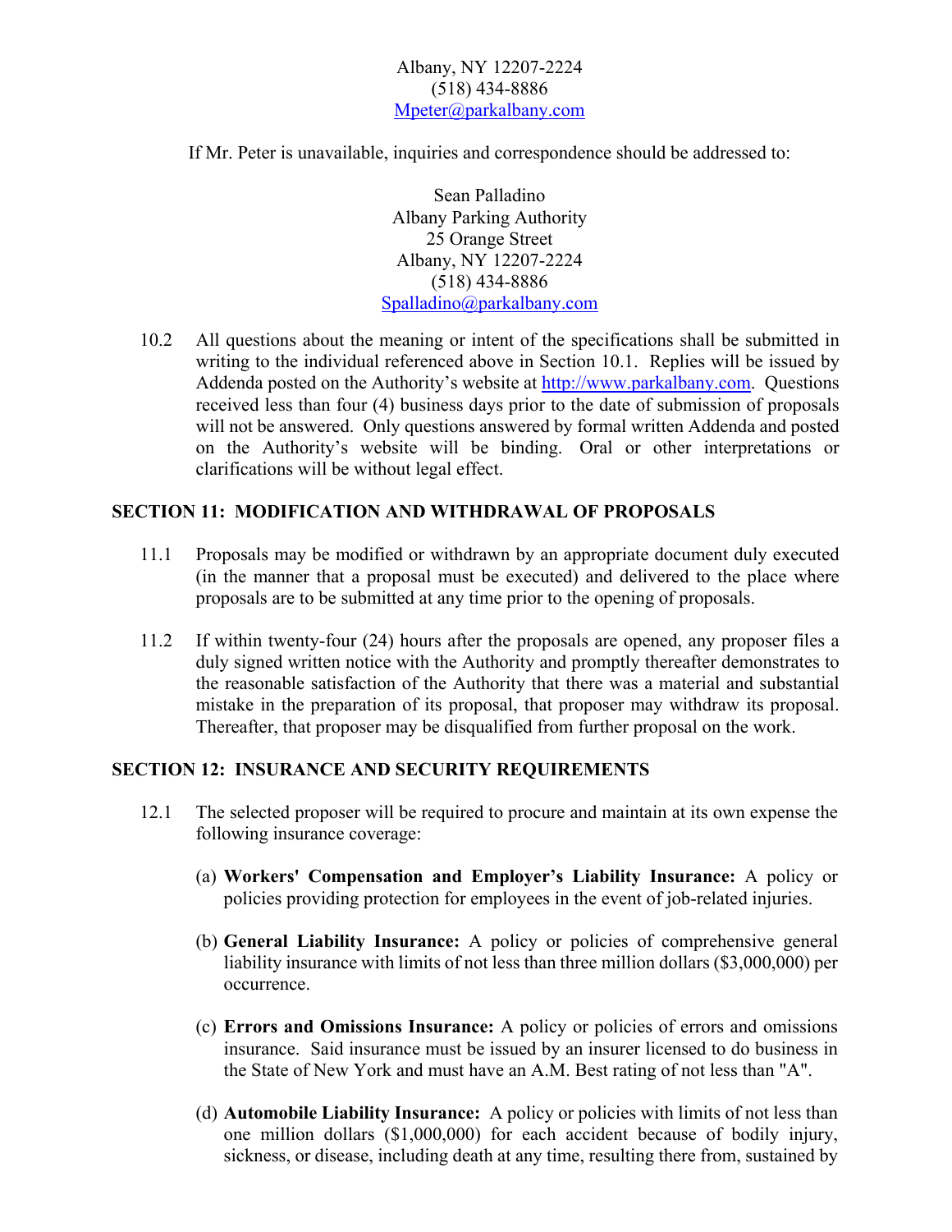Albany, NY 12207-2224
(518) 434-8886
Mpeter@parkalbany.com

If Mr. Peter is unavailable, inquiries and correspondence should be addressed to:

Sean Palladino
Albany Parking Authority
25 Orange Street
Albany, NY 12207-2224
(518) 434-8886
Spalladino@parkalbany.com

10.2 All questions about the meaning or intent of the specifications shall be submitted in writing to the individual referenced above in Section 10.1. Replies will be issued by Addenda posted on the Authority's website at http://www.parkalbany.com. Questions received less than four (4) business days prior to the date of submission of proposals will not be answered. Only questions answered by formal written Addenda and posted on the Authority's website will be binding. Oral or other interpretations or clarifications will be without legal effect.

## SECTION 11: MODIFICATION AND WITHDRAWAL OF PROPOSALS

11.1 Proposals may be modified or withdrawn by an appropriate document duly executed (in the manner that a proposal must be executed) and delivered to the place where proposals are to be submitted at any time prior to the opening of proposals.

11.2 If within twenty-four (24) hours after the proposals are opened, any proposer files a duly signed written notice with the Authority and promptly thereafter demonstrates to the reasonable satisfaction of the Authority that there was a material and substantial mistake in the preparation of its proposal, that proposer may withdraw its proposal. Thereafter, that proposer may be disqualified from further proposal on the work.

## SECTION 12: INSURANCE AND SECURITY REQUIREMENTS

12.1 The selected proposer will be required to procure and maintain at its own expense the following insurance coverage:

(a) **Workers' Compensation and Employer's Liability Insurance:** A policy or policies providing protection for employees in the event of job-related injuries.

(b) **General Liability Insurance:** A policy or policies of comprehensive general liability insurance with limits of not less than three million dollars ($3,000,000) per occurrence.

(c) **Errors and Omissions Insurance:** A policy or policies of errors and omissions insurance. Said insurance must be issued by an insurer licensed to do business in the State of New York and must have an A.M. Best rating of not less than "A".

(d) **Automobile Liability Insurance:** A policy or policies with limits of not less than one million dollars ($1,000,000) for each accident because of bodily injury, sickness, or disease, including death at any time, resulting there from, sustained by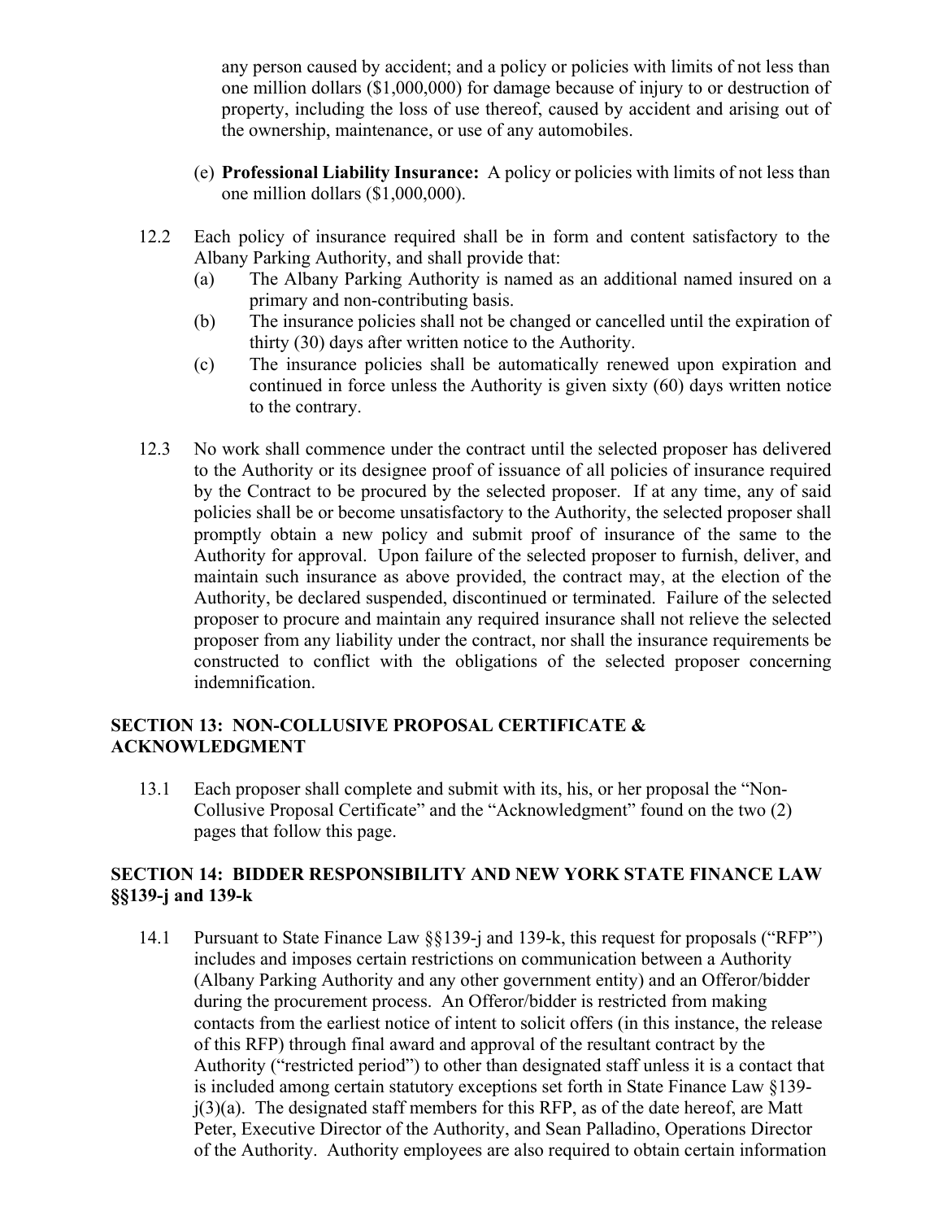any person caused by accident; and a policy or policies with limits of not less than one million dollars ($1,000,000) for damage because of injury to or destruction of property, including the loss of use thereof, caused by accident and arising out of the ownership, maintenance, or use of any automobiles.

(e) **Professional Liability Insurance:** A policy or policies with limits of not less than one million dollars ($1,000,000).

12.2 Each policy of insurance required shall be in form and content satisfactory to the Albany Parking Authority, and shall provide that:

(a) The Albany Parking Authority is named as an additional named insured on a primary and non-contributing basis.

(b) The insurance policies shall not be changed or cancelled until the expiration of thirty (30) days after written notice to the Authority.

(c) The insurance policies shall be automatically renewed upon expiration and continued in force unless the Authority is given sixty (60) days written notice to the contrary.

12.3 No work shall commence under the contract until the selected proposer has delivered to the Authority or its designee proof of issuance of all policies of insurance required by the Contract to be procured by the selected proposer. If at any time, any of said policies shall be or become unsatisfactory to the Authority, the selected proposer shall promptly obtain a new policy and submit proof of insurance of the same to the Authority for approval. Upon failure of the selected proposer to furnish, deliver, and maintain such insurance as above provided, the contract may, at the election of the Authority, be declared suspended, discontinued or terminated. Failure of the selected proposer to procure and maintain any required insurance shall not relieve the selected proposer from any liability under the contract, nor shall the insurance requirements be constructed to conflict with the obligations of the selected proposer concerning indemnification.

## SECTION 13: NON-COLLUSIVE PROPOSAL CERTIFICATE & ACKNOWLEDGMENT

13.1 Each proposer shall complete and submit with its, his, or her proposal the "Non-Collusive Proposal Certificate" and the "Acknowledgment" found on the two (2) pages that follow this page.

## SECTION 14: BIDDER RESPONSIBILITY AND NEW YORK STATE FINANCE LAW §§139-j and 139-k

14.1 Pursuant to State Finance Law §§139-j and 139-k, this request for proposals ("RFP") includes and imposes certain restrictions on communication between a Authority (Albany Parking Authority and any other government entity) and an Offeror/bidder during the procurement process. An Offeror/bidder is restricted from making contacts from the earliest notice of intent to solicit offers (in this instance, the release of this RFP) through final award and approval of the resultant contract by the Authority ("restricted period") to other than designated staff unless it is a contact that is included among certain statutory exceptions set forth in State Finance Law §139-j(3)(a). The designated staff members for this RFP, as of the date hereof, are Matt Peter, Executive Director of the Authority, and Sean Palladino, Operations Director of the Authority. Authority employees are also required to obtain certain information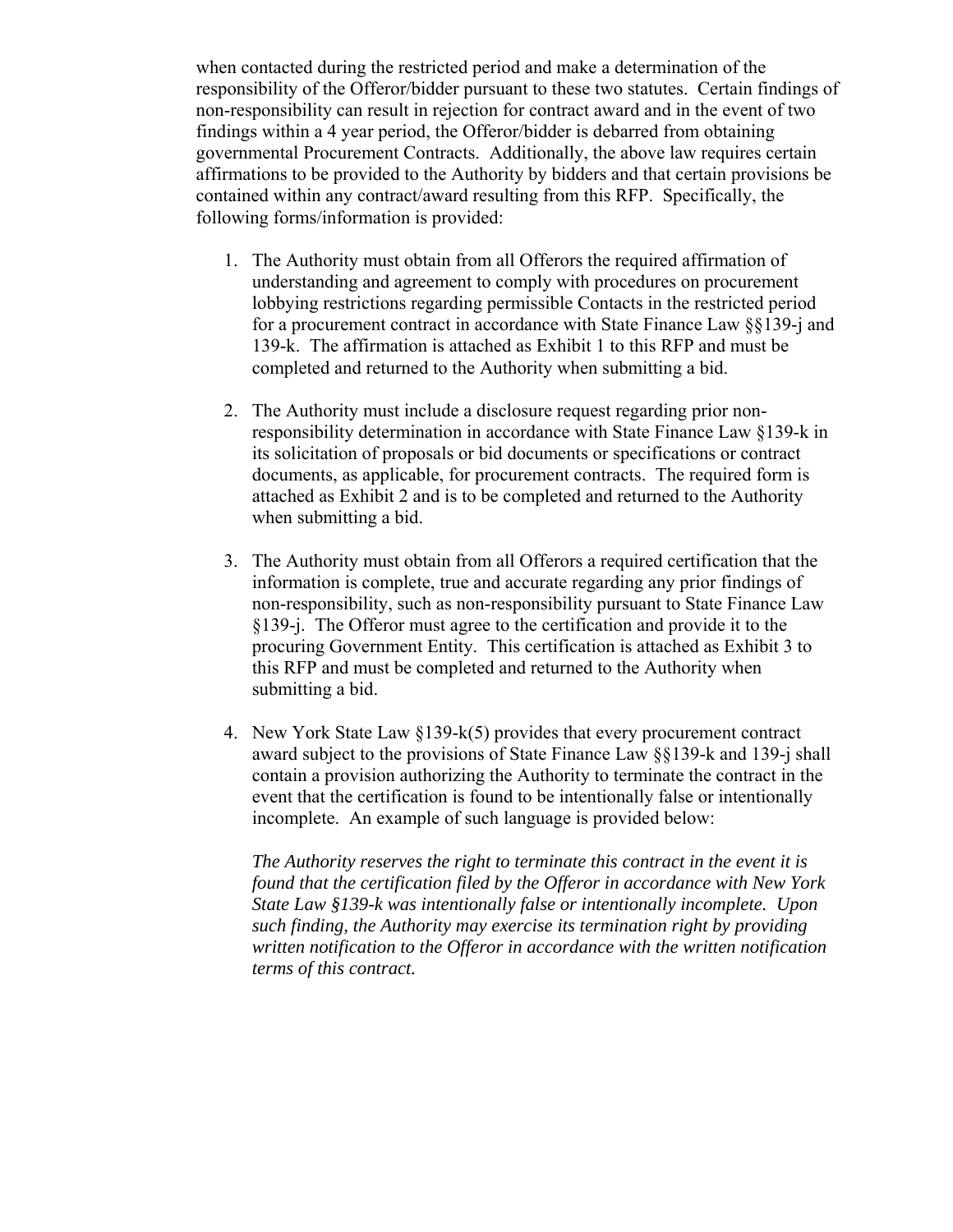when contacted during the restricted period and make a determination of the responsibility of the Offeror/bidder pursuant to these two statutes. Certain findings of non-responsibility can result in rejection for contract award and in the event of two findings within a 4 year period, the Offeror/bidder is debarred from obtaining governmental Procurement Contracts. Additionally, the above law requires certain affirmations to be provided to the Authority by bidders and that certain provisions be contained within any contract/award resulting from this RFP. Specifically, the following forms/information is provided:

1. The Authority must obtain from all Offerors the required affirmation of understanding and agreement to comply with procedures on procurement lobbying restrictions regarding permissible Contacts in the restricted period for a procurement contract in accordance with State Finance Law §§139-j and 139-k. The affirmation is attached as Exhibit 1 to this RFP and must be completed and returned to the Authority when submitting a bid.

2. The Authority must include a disclosure request regarding prior non-responsibility determination in accordance with State Finance Law §139-k in its solicitation of proposals or bid documents or specifications or contract documents, as applicable, for procurement contracts. The required form is attached as Exhibit 2 and is to be completed and returned to the Authority when submitting a bid.

3. The Authority must obtain from all Offerors a required certification that the information is complete, true and accurate regarding any prior findings of non-responsibility, such as non-responsibility pursuant to State Finance Law §139-j. The Offeror must agree to the certification and provide it to the procuring Government Entity. This certification is attached as Exhibit 3 to this RFP and must be completed and returned to the Authority when submitting a bid.

4. New York State Law §139-k(5) provides that every procurement contract award subject to the provisions of State Finance Law §§139-k and 139-j shall contain a provision authorizing the Authority to terminate the contract in the event that the certification is found to be intentionally false or intentionally incomplete. An example of such language is provided below:

   *The Authority reserves the right to terminate this contract in the event it is found that the certification filed by the Offeror in accordance with New York State Law §139-k was intentionally false or intentionally incomplete. Upon such finding, the Authority may exercise its termination right by providing written notification to the Offeror in accordance with the written notification terms of this contract.*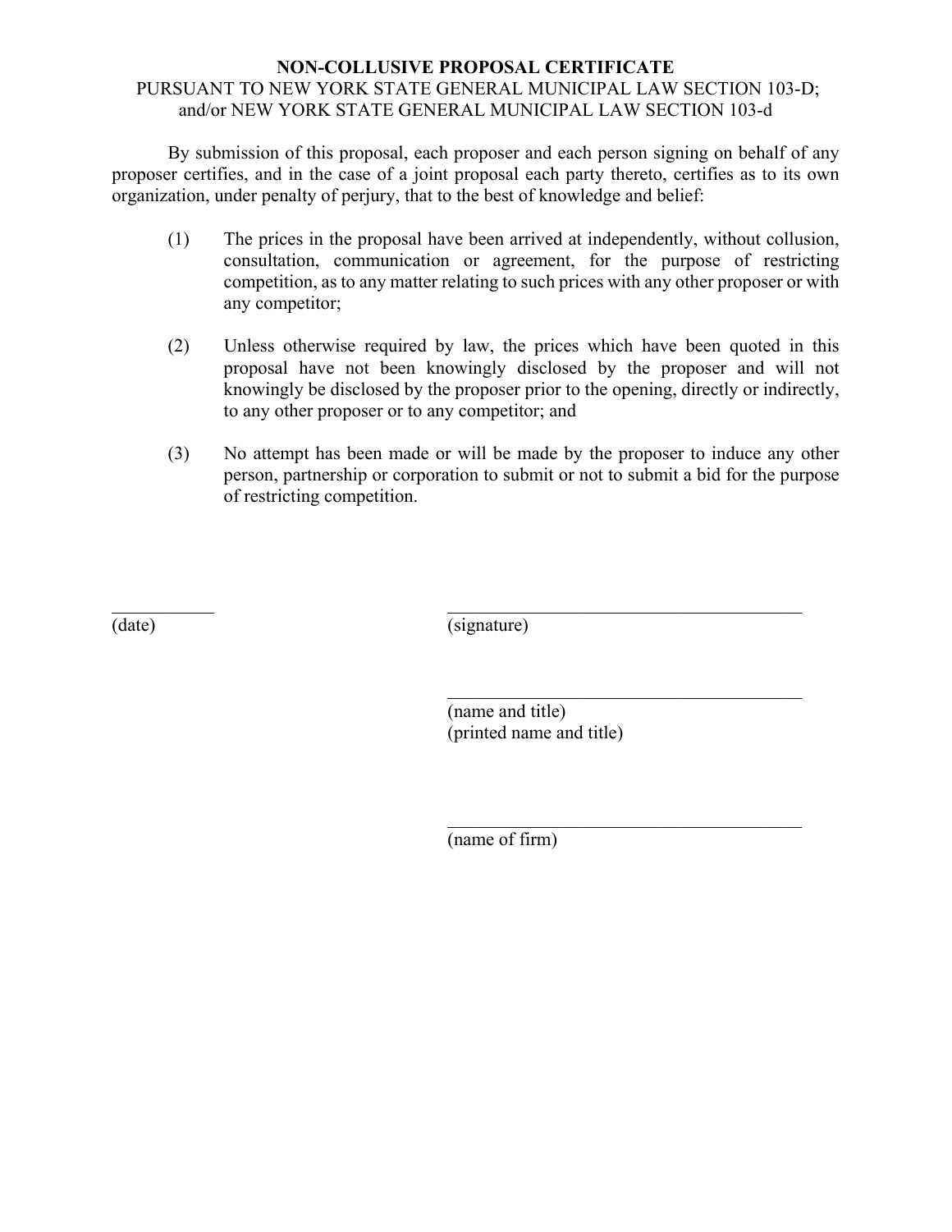**NON-COLLUSIVE PROPOSAL CERTIFICATE**

PURSUANT TO NEW YORK STATE GENERAL MUNICIPAL LAW SECTION 103-D; and/or NEW YORK STATE GENERAL MUNICIPAL LAW SECTION 103-d

By submission of this proposal, each proposer and each person signing on behalf of any proposer certifies, and in the case of a joint proposal each party thereto, certifies as to its own organization, under penalty of perjury, that to the best of knowledge and belief:

(1) The prices in the proposal have been arrived at independently, without collusion, consultation, communication or agreement, for the purpose of restricting competition, as to any matter relating to such prices with any other proposer or with any competitor;

(2) Unless otherwise required by law, the prices which have been quoted in this proposal have not been knowingly disclosed by the proposer and will not knowingly be disclosed by the proposer prior to the opening, directly or indirectly, to any other proposer or to any competitor; and

(3) No attempt has been made or will be made by the proposer to induce any other person, partnership or corporation to submit or not to submit a bid for the purpose of restricting competition.

___________ ________________________________________

(date) (signature)

________________________________________

(name and title)
(printed name and title)

________________________________________

(name of firm)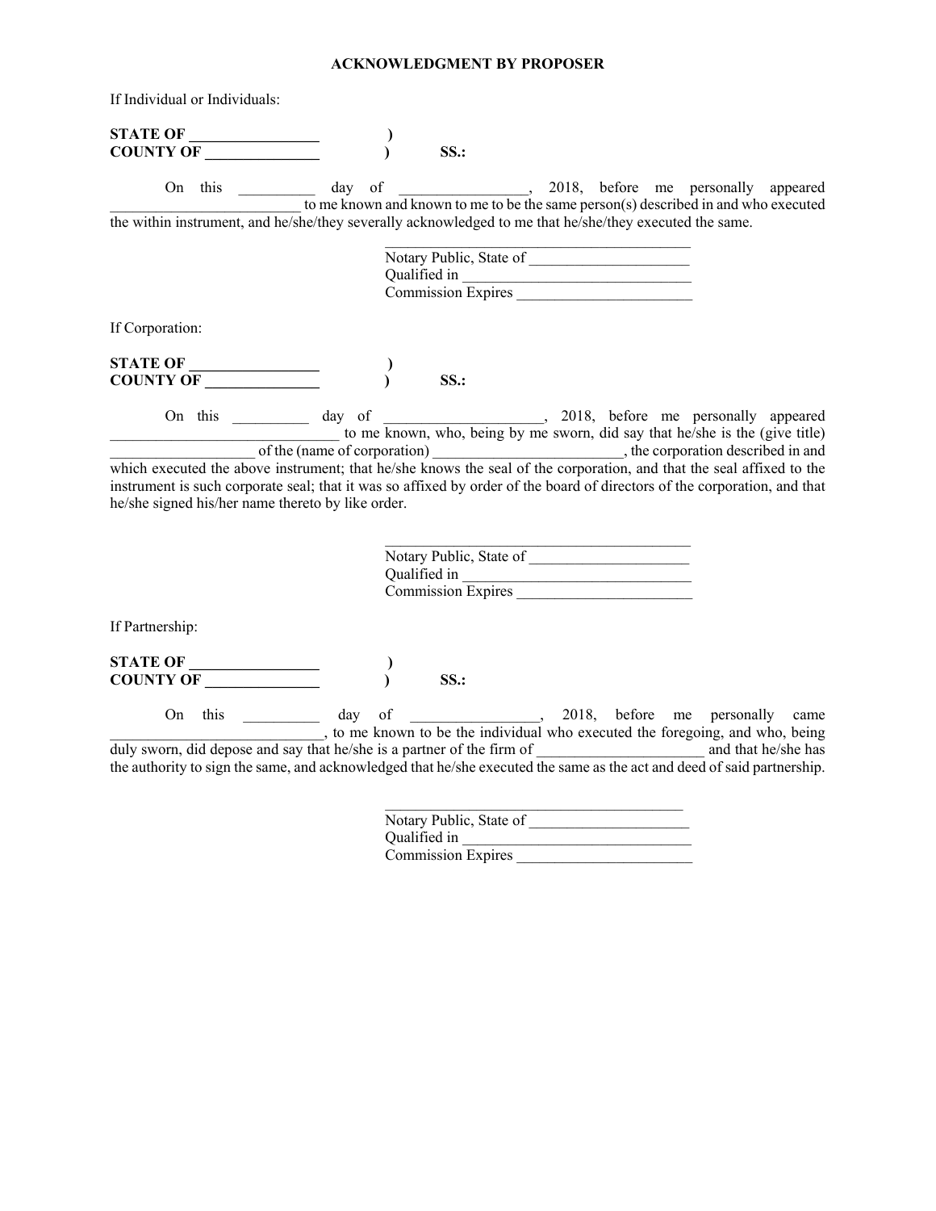## ACKNOWLEDGMENT BY PROPOSER

If Individual or Individuals:

**STATE OF _________________ )**
**COUNTY OF _______________ ) SS.:**

On this __________ day of _________________, 2018, before me personally appeared _________________________ to me known and known to me to be the same person(s) described in and who executed the within instrument, and he/she/they severally acknowledged to me that he/she/they executed the same.

_________________________________________
Notary Public, State of _____________________
Qualified in ______________________________
Commission Expires _______________________

If Corporation:

**STATE OF _________________ )**
**COUNTY OF _______________ ) SS.:**

On this __________ day of _____________________, 2018, before me personally appeared _____________________________ to me known, who, being by me sworn, did say that he/she is the (give title) ___________________ of the (name of corporation) _________________________, the corporation described in and which executed the above instrument; that he/she knows the seal of the corporation, and that the seal affixed to the instrument is such corporate seal; that it was so affixed by order of the board of directors of the corporation, and that he/she signed his/her name thereto by like order.

_________________________________________
Notary Public, State of _____________________
Qualified in ______________________________
Commission Expires _______________________

If Partnership:

**STATE OF _________________ )**
**COUNTY OF _______________ ) SS.:**

On this __________ day of _________________, 2018, before me personally came ___________________________, to me known to be the individual who executed the foregoing, and who, being duly sworn, did depose and say that he/she is a partner of the firm of ______________________ and that he/she has the authority to sign the same, and acknowledged that he/she executed the same as the act and deed of said partnership.

_________________________________________
Notary Public, State of _____________________
Qualified in ______________________________
Commission Expires _______________________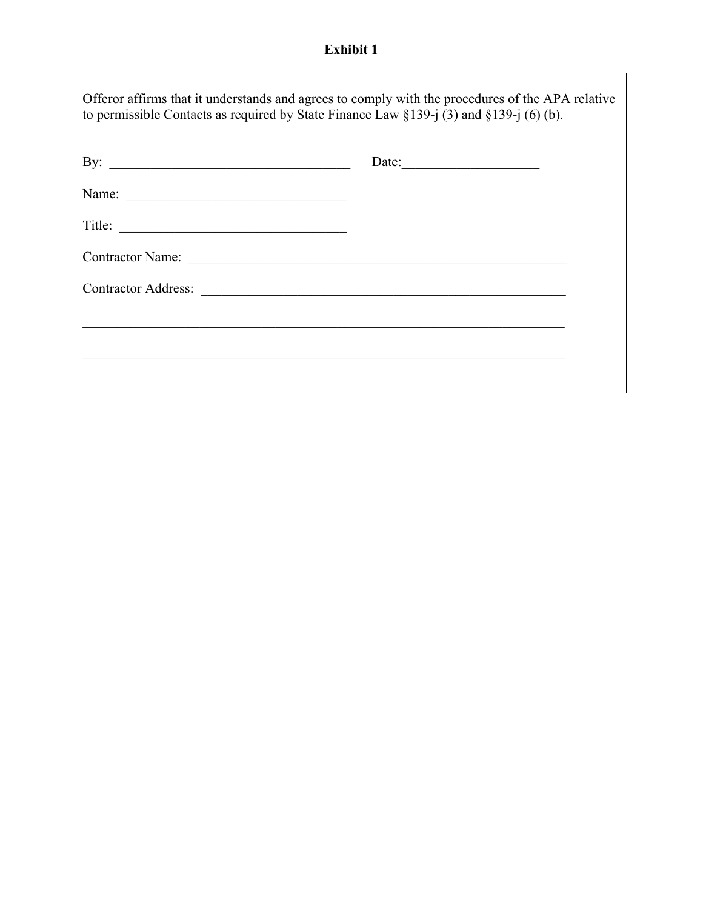**Exhibit 1**

Offeror affirms that it understands and agrees to comply with the procedures of the APA relative to permissible Contacts as required by State Finance Law §139-j (3) and §139-j (6) (b).

By: ___________________________________ Date:____________________

Name: _________________________________

Title: _________________________________

Contractor Name: _________________________________________________________

Contractor Address: ______________________________________________________

__________________________________________________________________________

__________________________________________________________________________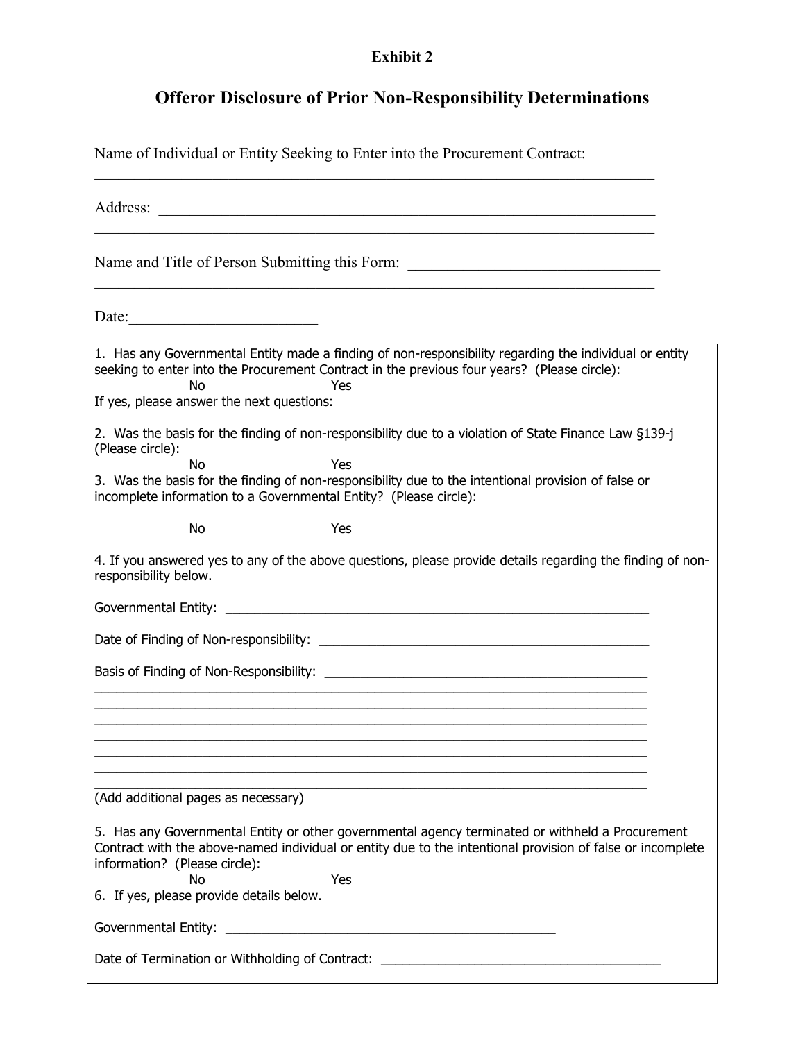**Exhibit 2**

## Offeror Disclosure of Prior Non-Responsibility Determinations

Name of Individual or Entity Seeking to Enter into the Procurement Contract:

_______________________________________________________________________________

Address: _______________________________________________________________________

_______________________________________________________________________________

Name and Title of Person Submitting this Form: _________________________________

_______________________________________________________________________________

Date:________________________

1. Has any Governmental Entity made a finding of non-responsibility regarding the individual or entity seeking to enter into the Procurement Contract in the previous four years? (Please circle):

No Yes

If yes, please answer the next questions:

2. Was the basis for the finding of non-responsibility due to a violation of State Finance Law §139-j (Please circle):

No Yes

3. Was the basis for the finding of non-responsibility due to the intentional provision of false or incomplete information to a Governmental Entity? (Please circle):

No Yes

4. If you answered yes to any of the above questions, please provide details regarding the finding of non-responsibility below.

Governmental Entity: _______________________________________________________________

Date of Finding of Non-responsibility: _____________________________________________

Basis of Finding of Non-Responsibility: ____________________________________________

_______________________________________________________________________________

_______________________________________________________________________________

_______________________________________________________________________________

_______________________________________________________________________________

_______________________________________________________________________________

_______________________________________________________________________________

_______________________________________________________________________________

(Add additional pages as necessary)

5. Has any Governmental Entity or other governmental agency terminated or withheld a Procurement Contract with the above-named individual or entity due to the intentional provision of false or incomplete information? (Please circle):

No Yes

6. If yes, please provide details below.

Governmental Entity: ______________________________________________

Date of Termination or Withholding of Contract: ______________________________________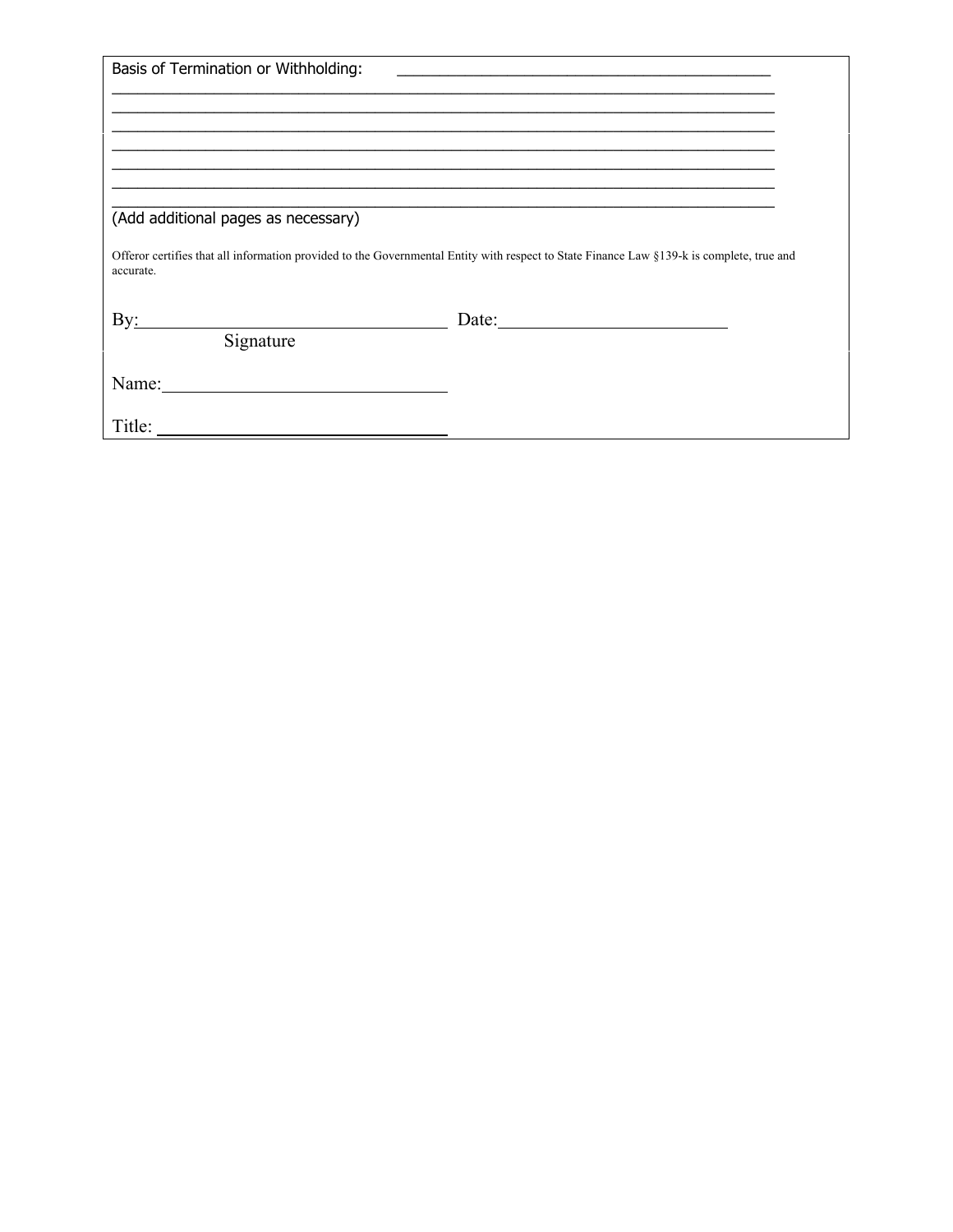Basis of Termination or Withholding: ______________________________________________

________________________________________________________________________________

________________________________________________________________________________

________________________________________________________________________________

________________________________________________________________________________

________________________________________________________________________________

________________________________________________________________________________

________________________________________________________________________________

(Add additional pages as necessary)

Offeror certifies that all information provided to the Governmental Entity with respect to State Finance Law §139-k is complete, true and accurate.

By: ________________________________ Date: ________________________
Signature

Name: ______________________________

Title: ______________________________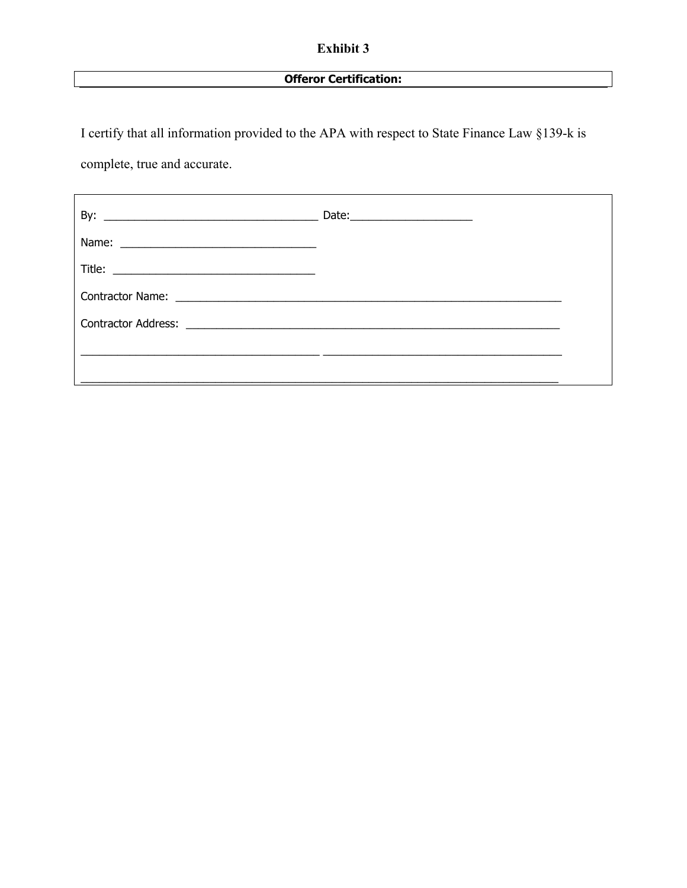**Exhibit 3**

**Offeror Certification:**

I certify that all information provided to the APA with respect to State Finance Law §139-k is complete, true and accurate.

By: ____________________________________ Date:____________________

Name: ________________________________

Title: _________________________________

Contractor Name: ____________________________________________________________________

Contractor Address: __________________________________________________________________

_________________________________________ _________________________________________

___________________________________________________________________________________